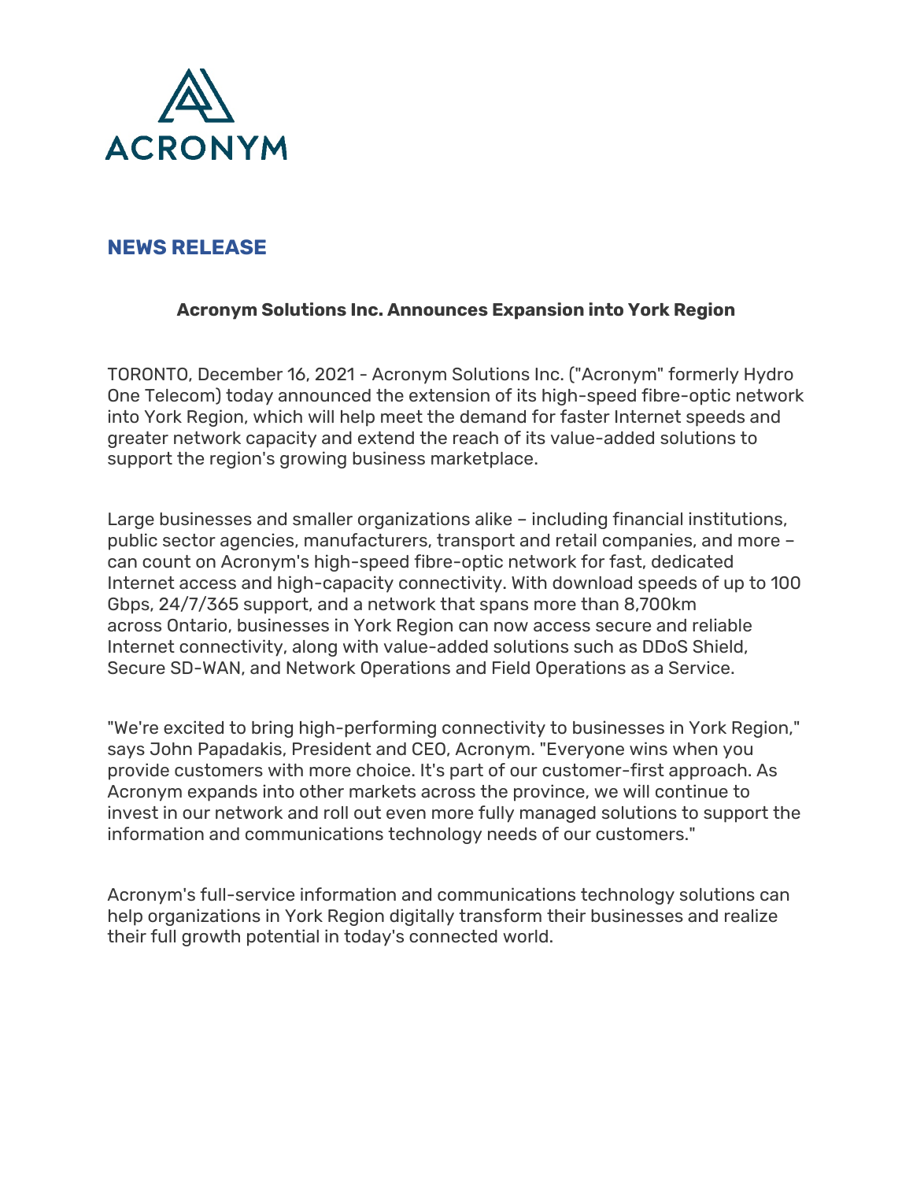ACRONYM

## NEWS RELEASE

### Acronym Solutions Inc. Announces Expansion into York Region

TORONTO, December 16, 2021 - Acronym Solutions Inc. ("Acronym" formerly Hydro One Telecom) today announced the extension of its high-speed fibre-optic network into York Region, which will help meet the demand for faster Internet speeds and greater network capacity and extend the reach of its value-added solutions to support the region's growing business marketplace.

Large businesses and smaller organizations alike – including financial institutions, public sector agencies, manufacturers, transport and retail companies, and more – can count on Acronym's high-speed fibre-optic network for fast, dedicated Internet access and high-capacity connectivity. With download speeds of up to 100 Gbps, 24/7/365 support, and a network that spans more than 8,700km across Ontario, businesses in York Region can now access secure and reliable Internet connectivity, along with value-added solutions such as DDoS Shield, Secure SD-WAN, and Network Operations and Field Operations as a Service.

"We're excited to bring high-performing connectivity to businesses in York Region," says John Papadakis, President and CEO, Acronym. "Everyone wins when you provide customers with more choice. It's part of our customer-first approach. As Acronym expands into other markets across the province, we will continue to invest in our network and roll out even more fully managed solutions to support the information and communications technology needs of our customers."

Acronym's full-service information and communications technology solutions can help organizations in York Region digitally transform their businesses and realize their full growth potential in today's connected world.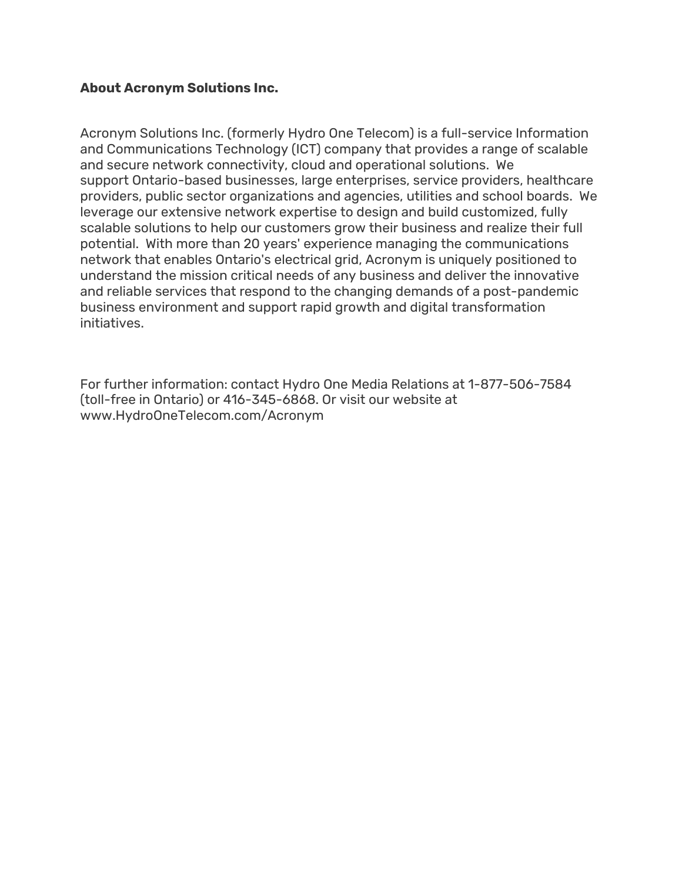**About Acronym Solutions Inc.**

Acronym Solutions Inc. (formerly Hydro One Telecom) is a full-service Information and Communications Technology (ICT) company that provides a range of scalable and secure network connectivity, cloud and operational solutions. We support Ontario-based businesses, large enterprises, service providers, healthcare providers, public sector organizations and agencies, utilities and school boards. We leverage our extensive network expertise to design and build customized, fully scalable solutions to help our customers grow their business and realize their full potential. With more than 20 years' experience managing the communications network that enables Ontario's electrical grid, Acronym is uniquely positioned to understand the mission critical needs of any business and deliver the innovative and reliable services that respond to the changing demands of a post-pandemic business environment and support rapid growth and digital transformation initiatives.

For further information: contact Hydro One Media Relations at 1-877-506-7584 (toll-free in Ontario) or 416-345-6868. Or visit our website at www.HydroOneTelecom.com/Acronym